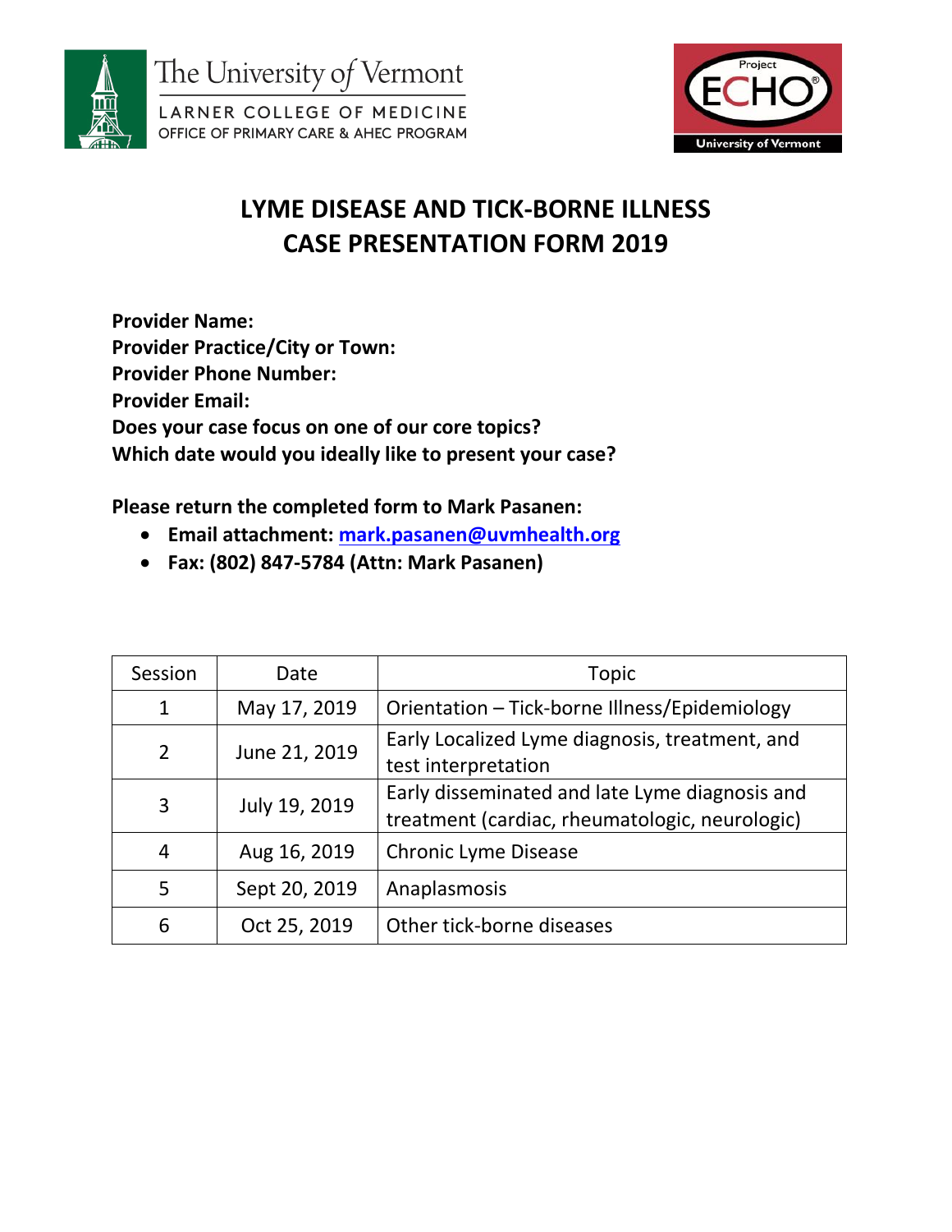The University of Vermont
LARNER COLLEGE OF MEDICINE
OFFICE OF PRIMARY CARE & AHEC PROGRAM

Project ECHO® University of Vermont

# LYME DISEASE AND TICK-BORNE ILLNESS CASE PRESENTATION FORM 2019

**Provider Name:**
**Provider Practice/City or Town:**
**Provider Phone Number:**
**Provider Email:**
**Does your case focus on one of our core topics?**
**Which date would you ideally like to present your case?**

**Please return the completed form to Mark Pasanen:**

- **Email attachment: mark.pasanen@uvmhealth.org**
- **Fax: (802) 847-5784 (Attn: Mark Pasanen)**

| Session | Date | Topic |
|---|---|---|
| 1 | May 17, 2019 | Orientation – Tick-borne Illness/Epidemiology |
| 2 | June 21, 2019 | Early Localized Lyme diagnosis, treatment, and test interpretation |
| 3 | July 19, 2019 | Early disseminated and late Lyme diagnosis and treatment (cardiac, rheumatologic, neurologic) |
| 4 | Aug 16, 2019 | Chronic Lyme Disease |
| 5 | Sept 20, 2019 | Anaplasmosis |
| 6 | Oct 25, 2019 | Other tick-borne diseases |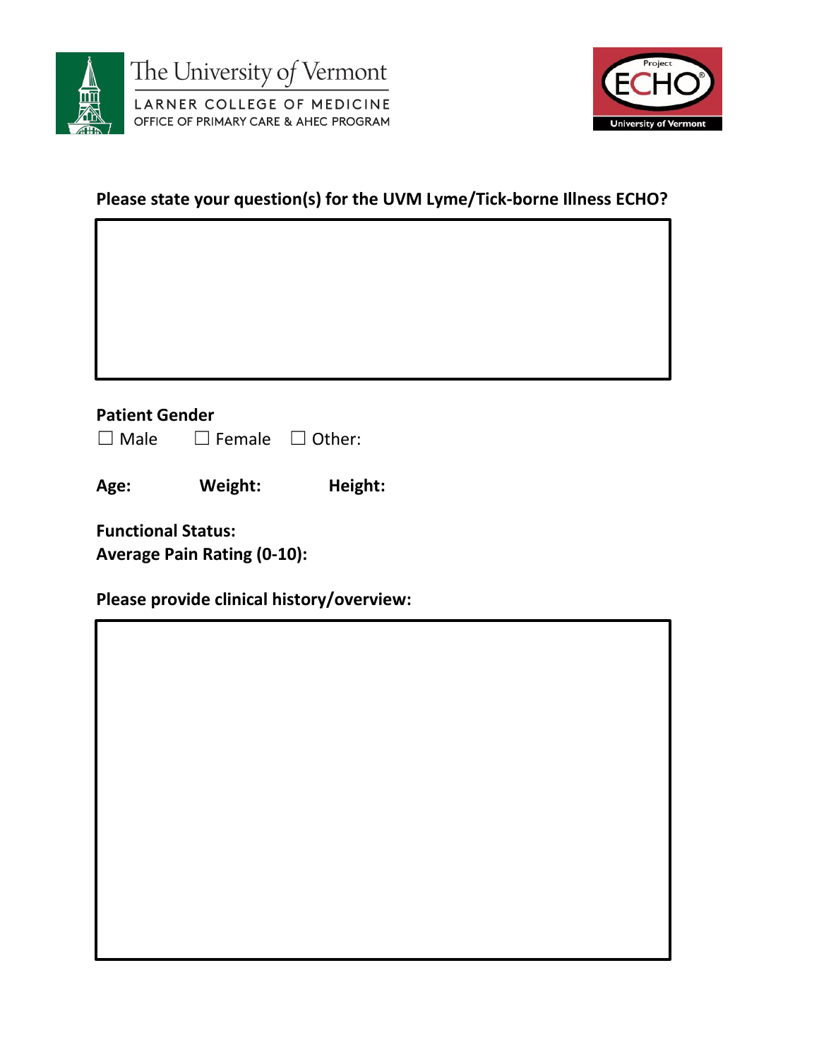The University of Vermont
LARNER COLLEGE OF MEDICINE
OFFICE OF PRIMARY CARE & AHEC PROGRAM

Project ECHO University of Vermont

**Please state your question(s) for the UVM Lyme/Tick-borne Illness ECHO?**

**Patient Gender**

☐ Male ☐ Female ☐ Other:

**Age:** **Weight:** **Height:**

**Functional Status:**
**Average Pain Rating (0-10):**

**Please provide clinical history/overview:**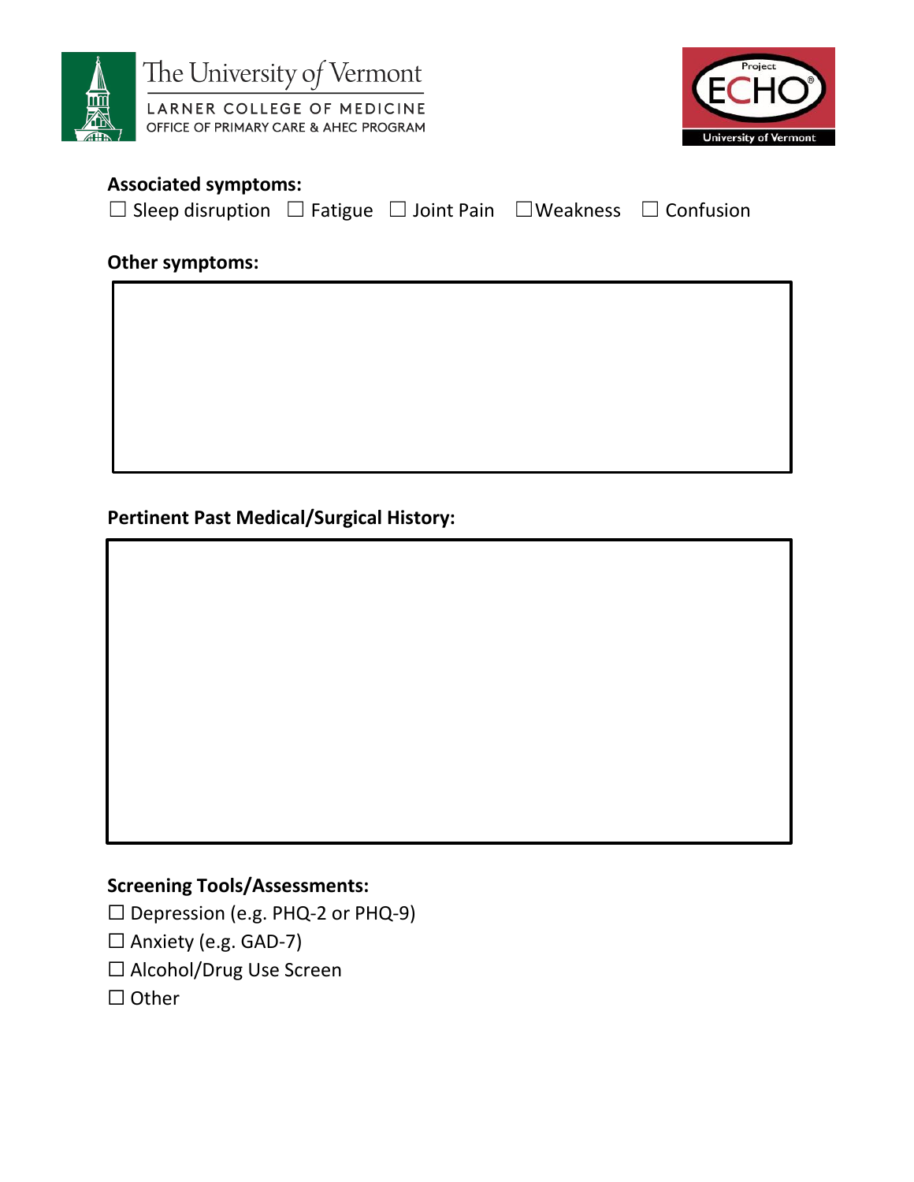**Associated symptoms:**

☐ Sleep disruption ☐ Fatigue ☐ Joint Pain ☐Weakness ☐ Confusion

**Other symptoms:**

**Pertinent Past Medical/Surgical History:**

**Screening Tools/Assessments:**

☐ Depression (e.g. PHQ-2 or PHQ-9)

☐ Anxiety (e.g. GAD-7)

☐ Alcohol/Drug Use Screen

☐ Other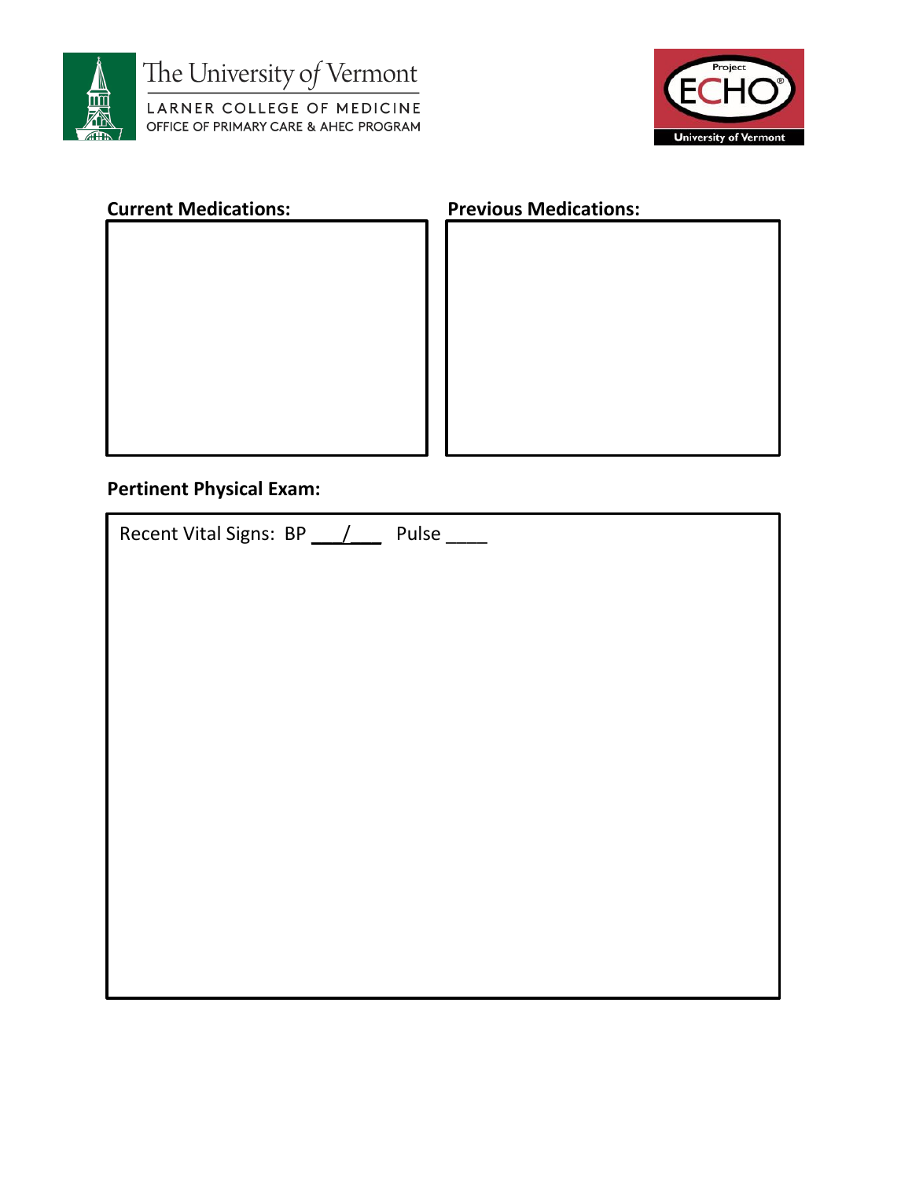**Current Medications:**

**Previous Medications:**

**Pertinent Physical Exam:**

Recent Vital Signs: BP ___/___ Pulse ____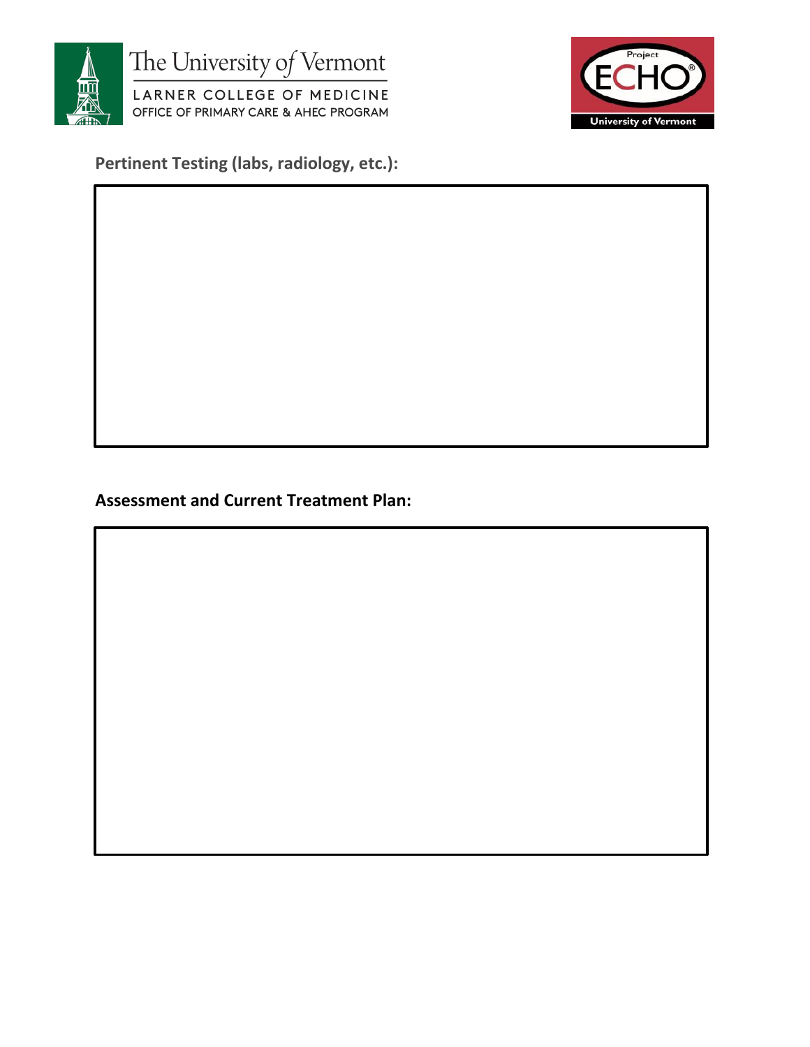**Pertinent Testing (labs, radiology, etc.):**

**Assessment and Current Treatment Plan:**